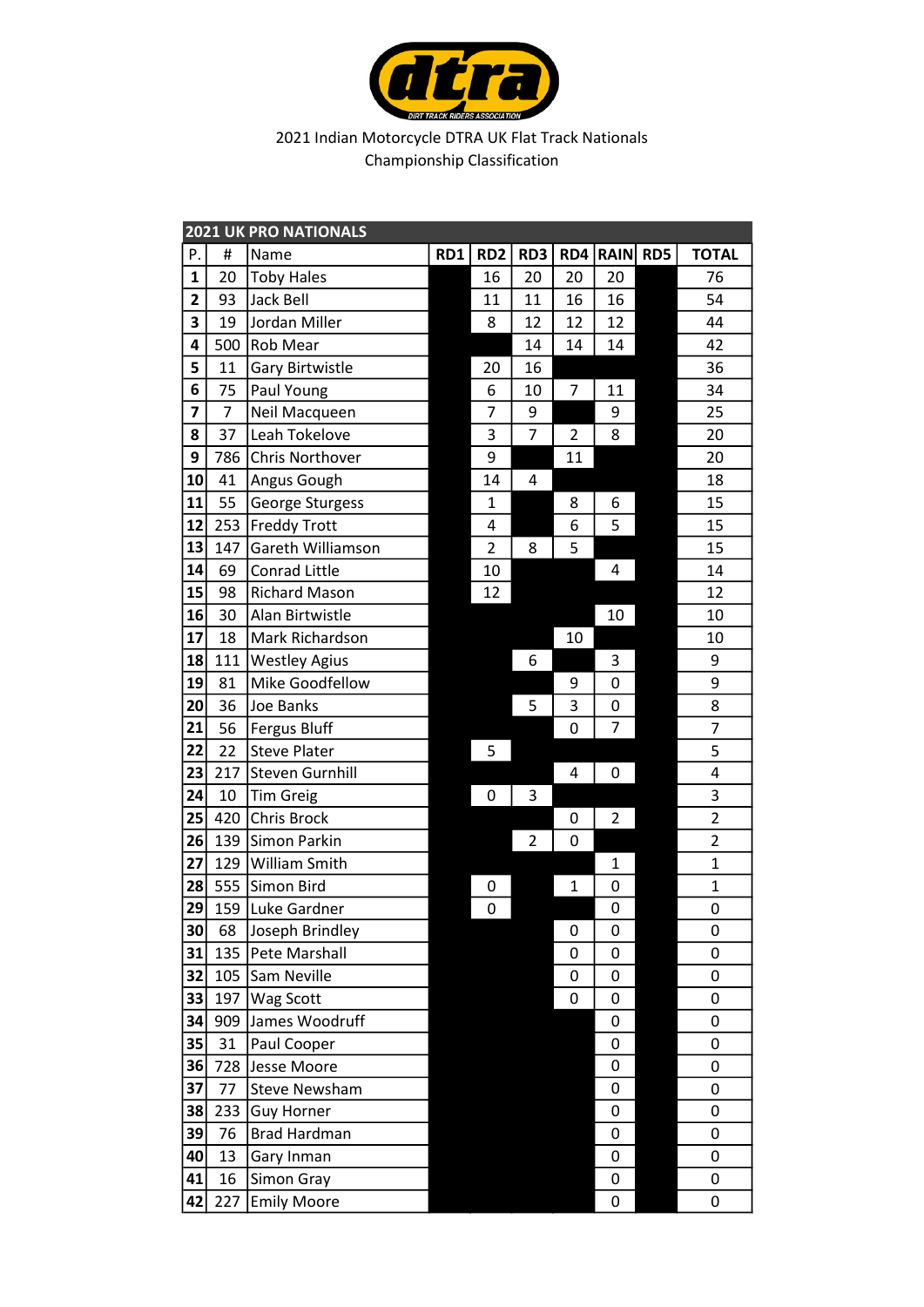2021 Indian Motorcycle DTRA UK Flat Track Nationals
Championship Classification

| 2021 UK PRO NATIONALS | | | | | | | | | |
|---|---|---|---|---|---|---|---|---|---|
| P. | # | Name | RD1 | RD2 | RD3 | RD4 | RAIN | RD5 | TOTAL |
| 1 | 20 | Toby Hales | | 16 | 20 | 20 | 20 | | 76 |
| 2 | 93 | Jack Bell | | 11 | 11 | 16 | 16 | | 54 |
| 3 | 19 | Jordan Miller | | 8 | 12 | 12 | 12 | | 44 |
| 4 | 500 | Rob Mear | | | 14 | 14 | 14 | | 42 |
| 5 | 11 | Gary Birtwistle | | 20 | 16 | | | | 36 |
| 6 | 75 | Paul Young | | 6 | 10 | 7 | 11 | | 34 |
| 7 | 7 | Neil Macqueen | | 7 | 9 | | 9 | | 25 |
| 8 | 37 | Leah Tokelove | | 3 | 7 | 2 | 8 | | 20 |
| 9 | 786 | Chris Northover | | 9 | | 11 | | | 20 |
| 10 | 41 | Angus Gough | | 14 | 4 | | | | 18 |
| 11 | 55 | George Sturgess | | 1 | | 8 | 6 | | 15 |
| 12 | 253 | Freddy Trott | | 4 | | 6 | 5 | | 15 |
| 13 | 147 | Gareth Williamson | | 2 | 8 | 5 | | | 15 |
| 14 | 69 | Conrad Little | | 10 | | | 4 | | 14 |
| 15 | 98 | Richard Mason | | 12 | | | | | 12 |
| 16 | 30 | Alan Birtwistle | | | | | 10 | | 10 |
| 17 | 18 | Mark Richardson | | | | 10 | | | 10 |
| 18 | 111 | Westley Agius | | | 6 | | 3 | | 9 |
| 19 | 81 | Mike Goodfellow | | | | 9 | 0 | | 9 |
| 20 | 36 | Joe Banks | | | 5 | 3 | 0 | | 8 |
| 21 | 56 | Fergus Bluff | | | | 0 | 7 | | 7 |
| 22 | 22 | Steve Plater | | 5 | | | | | 5 |
| 23 | 217 | Steven Gurnhill | | | | 4 | 0 | | 4 |
| 24 | 10 | Tim Greig | | 0 | 3 | | | | 3 |
| 25 | 420 | Chris Brock | | | | 0 | 2 | | 2 |
| 26 | 139 | Simon Parkin | | | 2 | 0 | | | 2 |
| 27 | 129 | William Smith | | | | | 1 | | 1 |
| 28 | 555 | Simon Bird | | 0 | | 1 | 0 | | 1 |
| 29 | 159 | Luke Gardner | | 0 | | | 0 | | 0 |
| 30 | 68 | Joseph Brindley | | | | 0 | 0 | | 0 |
| 31 | 135 | Pete Marshall | | | | 0 | 0 | | 0 |
| 32 | 105 | Sam Neville | | | | 0 | 0 | | 0 |
| 33 | 197 | Wag Scott | | | | 0 | 0 | | 0 |
| 34 | 909 | James Woodruff | | | | | 0 | | 0 |
| 35 | 31 | Paul Cooper | | | | | 0 | | 0 |
| 36 | 728 | Jesse Moore | | | | | 0 | | 0 |
| 37 | 77 | Steve Newsham | | | | | 0 | | 0 |
| 38 | 233 | Guy Horner | | | | | 0 | | 0 |
| 39 | 76 | Brad Hardman | | | | | 0 | | 0 |
| 40 | 13 | Gary Inman | | | | | 0 | | 0 |
| 41 | 16 | Simon Gray | | | | | 0 | | 0 |
| 42 | 227 | Emily Moore | | | | | 0 | | 0 |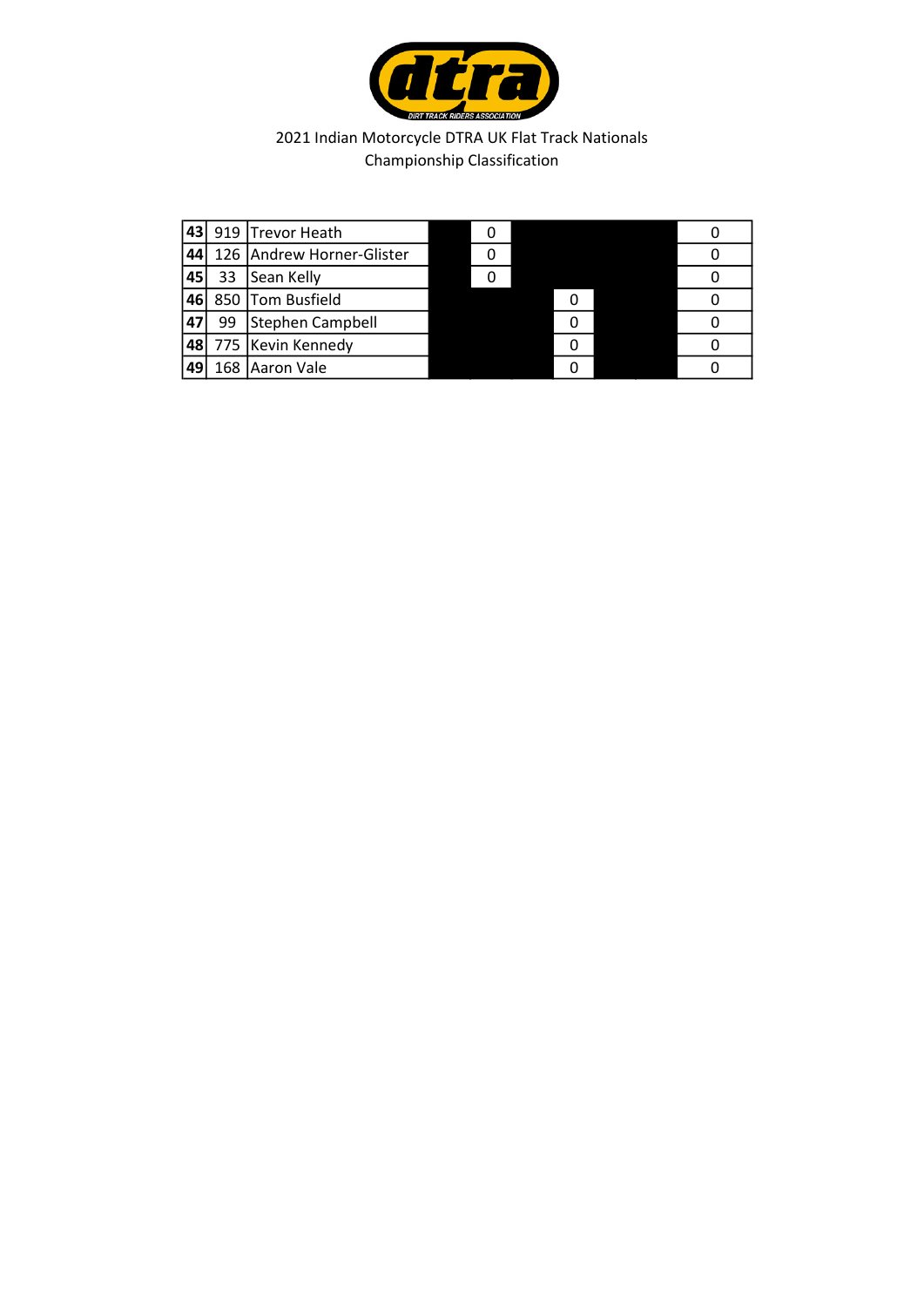2021 Indian Motorcycle DTRA UK Flat Track Nationals
Championship Classification

| | | | | | | | | | |
|---|---|---|---|---|---|---|---|---|---|
| 43 | 919 | Trevor Heath | | 0 | | | | | 0 |
| 44 | 126 | Andrew Horner-Glister | | 0 | | | | | 0 |
| 45 | 33 | Sean Kelly | | 0 | | | | | 0 |
| 46 | 850 | Tom Busfield | | | | 0 | | | 0 |
| 47 | 99 | Stephen Campbell | | | | 0 | | | 0 |
| 48 | 775 | Kevin Kennedy | | | | 0 | | | 0 |
| 49 | 168 | Aaron Vale | | | | 0 | | | 0 |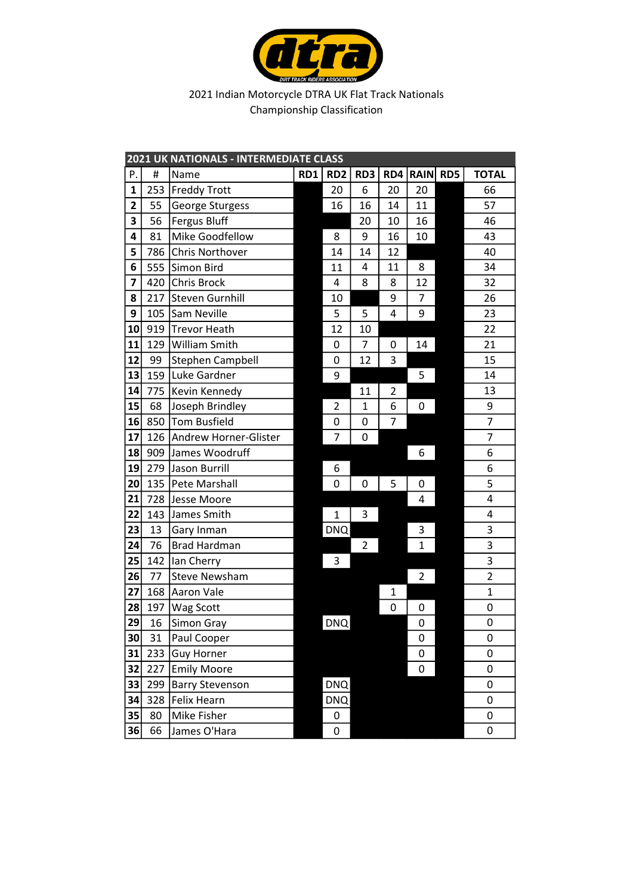2021 Indian Motorcycle DTRA UK Flat Track Nationals
Championship Classification

| 2021 UK NATIONALS - INTERMEDIATE CLASS | | | | | | | | | |
|---|---|---|---|---|---|---|---|---|---|
| P. | # | Name | RD1 | RD2 | RD3 | RD4 | RAIN | RD5 | TOTAL |
| 1 | 253 | Freddy Trott | | 20 | 6 | 20 | 20 | | 66 |
| 2 | 55 | George Sturgess | | 16 | 16 | 14 | 11 | | 57 |
| 3 | 56 | Fergus Bluff | | | 20 | 10 | 16 | | 46 |
| 4 | 81 | Mike Goodfellow | | 8 | 9 | 16 | 10 | | 43 |
| 5 | 786 | Chris Northover | | 14 | 14 | 12 | | | 40 |
| 6 | 555 | Simon Bird | | 11 | 4 | 11 | 8 | | 34 |
| 7 | 420 | Chris Brock | | 4 | 8 | 8 | 12 | | 32 |
| 8 | 217 | Steven Gurnhill | | 10 | | 9 | 7 | | 26 |
| 9 | 105 | Sam Neville | | 5 | 5 | 4 | 9 | | 23 |
| 10 | 919 | Trevor Heath | | 12 | 10 | | | | 22 |
| 11 | 129 | William Smith | | 0 | 7 | 0 | 14 | | 21 |
| 12 | 99 | Stephen Campbell | | 0 | 12 | 3 | | | 15 |
| 13 | 159 | Luke Gardner | | 9 | | | 5 | | 14 |
| 14 | 775 | Kevin Kennedy | | | 11 | 2 | | | 13 |
| 15 | 68 | Joseph Brindley | | 2 | 1 | 6 | 0 | | 9 |
| 16 | 850 | Tom Busfield | | 0 | 0 | 7 | | | 7 |
| 17 | 126 | Andrew Horner-Glister | | 7 | 0 | | | | 7 |
| 18 | 909 | James Woodruff | | | | | 6 | | 6 |
| 19 | 279 | Jason Burrill | | 6 | | | | | 6 |
| 20 | 135 | Pete Marshall | | 0 | 0 | 5 | 0 | | 5 |
| 21 | 728 | Jesse Moore | | | | | 4 | | 4 |
| 22 | 143 | James Smith | | 1 | 3 | | | | 4 |
| 23 | 13 | Gary Inman | | DNQ | | | 3 | | 3 |
| 24 | 76 | Brad Hardman | | | 2 | | 1 | | 3 |
| 25 | 142 | Ian Cherry | | 3 | | | | | 3 |
| 26 | 77 | Steve Newsham | | | | | 2 | | 2 |
| 27 | 168 | Aaron Vale | | | | 1 | | | 1 |
| 28 | 197 | Wag Scott | | | | 0 | 0 | | 0 |
| 29 | 16 | Simon Gray | | DNQ | | | 0 | | 0 |
| 30 | 31 | Paul Cooper | | | | | 0 | | 0 |
| 31 | 233 | Guy Horner | | | | | 0 | | 0 |
| 32 | 227 | Emily Moore | | | | | 0 | | 0 |
| 33 | 299 | Barry Stevenson | | DNQ | | | | | 0 |
| 34 | 328 | Felix Hearn | | DNQ | | | | | 0 |
| 35 | 80 | Mike Fisher | | 0 | | | | | 0 |
| 36 | 66 | James O'Hara | | 0 | | | | | 0 |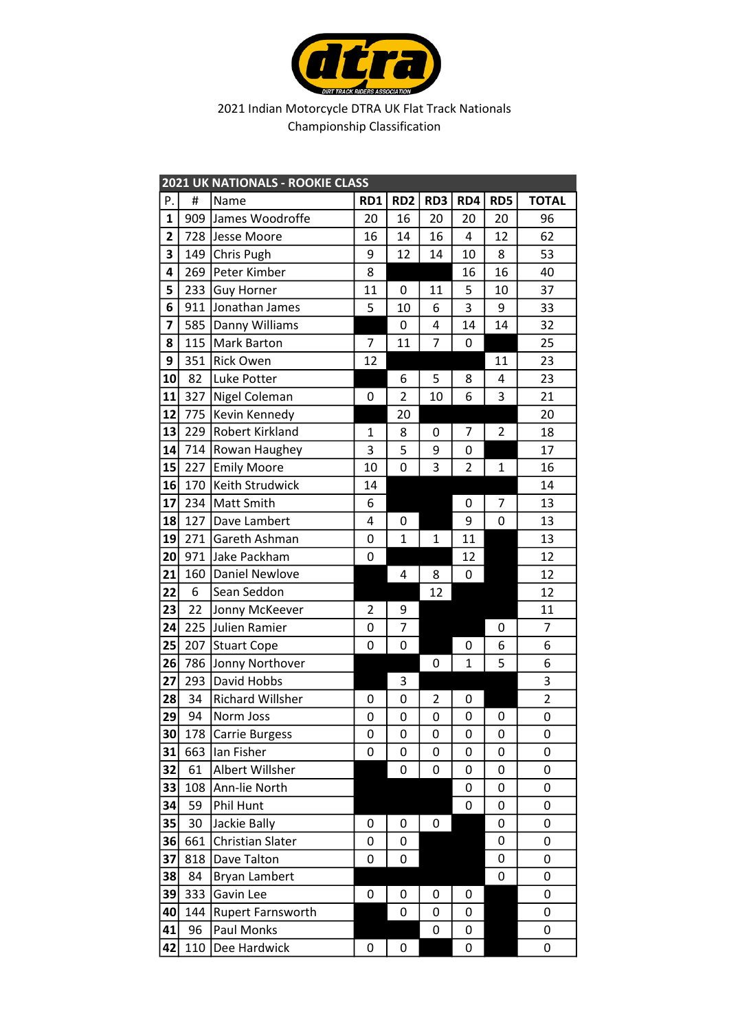2021 Indian Motorcycle DTRA UK Flat Track Nationals
Championship Classification

| 2021 UK NATIONALS - ROOKIE CLASS | | | | | | | | |
|---|---|---|---|---|---|---|---|---|
| P. | # | Name | RD1 | RD2 | RD3 | RD4 | RD5 | TOTAL |
| 1 | 909 | James Woodroffe | 20 | 16 | 20 | 20 | 20 | 96 |
| 2 | 728 | Jesse Moore | 16 | 14 | 16 | 4 | 12 | 62 |
| 3 | 149 | Chris Pugh | 9 | 12 | 14 | 10 | 8 | 53 |
| 4 | 269 | Peter Kimber | 8 | | | 16 | 16 | 40 |
| 5 | 233 | Guy Horner | 11 | 0 | 11 | 5 | 10 | 37 |
| 6 | 911 | Jonathan James | 5 | 10 | 6 | 3 | 9 | 33 |
| 7 | 585 | Danny Williams | | 0 | 4 | 14 | 14 | 32 |
| 8 | 115 | Mark Barton | 7 | 11 | 7 | 0 | | 25 |
| 9 | 351 | Rick Owen | 12 | | | | 11 | 23 |
| 10 | 82 | Luke Potter | | 6 | 5 | 8 | 4 | 23 |
| 11 | 327 | Nigel Coleman | 0 | 2 | 10 | 6 | 3 | 21 |
| 12 | 775 | Kevin Kennedy | | 20 | | | | 20 |
| 13 | 229 | Robert Kirkland | 1 | 8 | 0 | 7 | 2 | 18 |
| 14 | 714 | Rowan Haughey | 3 | 5 | 9 | 0 | | 17 |
| 15 | 227 | Emily Moore | 10 | 0 | 3 | 2 | 1 | 16 |
| 16 | 170 | Keith Strudwick | 14 | | | | | 14 |
| 17 | 234 | Matt Smith | 6 | | | 0 | 7 | 13 |
| 18 | 127 | Dave Lambert | 4 | 0 | | 9 | 0 | 13 |
| 19 | 271 | Gareth Ashman | 0 | 1 | 1 | 11 | | 13 |
| 20 | 971 | Jake Packham | 0 | | | 12 | | 12 |
| 21 | 160 | Daniel Newlove | | 4 | 8 | 0 | | 12 |
| 22 | 6 | Sean Seddon | | | 12 | | | 12 |
| 23 | 22 | Jonny McKeever | 2 | 9 | | | | 11 |
| 24 | 225 | Julien Ramier | 0 | 7 | | | 0 | 7 |
| 25 | 207 | Stuart Cope | 0 | 0 | | 0 | 6 | 6 |
| 26 | 786 | Jonny Northover | | | 0 | 1 | 5 | 6 |
| 27 | 293 | David Hobbs | | 3 | | | | 3 |
| 28 | 34 | Richard Willsher | 0 | 0 | 2 | 0 | | 2 |
| 29 | 94 | Norm Joss | 0 | 0 | 0 | 0 | 0 | 0 |
| 30 | 178 | Carrie Burgess | 0 | 0 | 0 | 0 | 0 | 0 |
| 31 | 663 | Ian Fisher | 0 | 0 | 0 | 0 | 0 | 0 |
| 32 | 61 | Albert Willsher | | 0 | 0 | 0 | 0 | 0 |
| 33 | 108 | Ann-lie North | | | | 0 | 0 | 0 |
| 34 | 59 | Phil Hunt | | | | 0 | 0 | 0 |
| 35 | 30 | Jackie Bally | 0 | 0 | 0 | | 0 | 0 |
| 36 | 661 | Christian Slater | 0 | 0 | | | 0 | 0 |
| 37 | 818 | Dave Talton | 0 | 0 | | | 0 | 0 |
| 38 | 84 | Bryan Lambert | | | | | 0 | 0 |
| 39 | 333 | Gavin Lee | 0 | 0 | 0 | 0 | | 0 |
| 40 | 144 | Rupert Farnsworth | | 0 | 0 | 0 | | 0 |
| 41 | 96 | Paul Monks | | | 0 | 0 | | 0 |
| 42 | 110 | Dee Hardwick | 0 | 0 | | 0 | | 0 |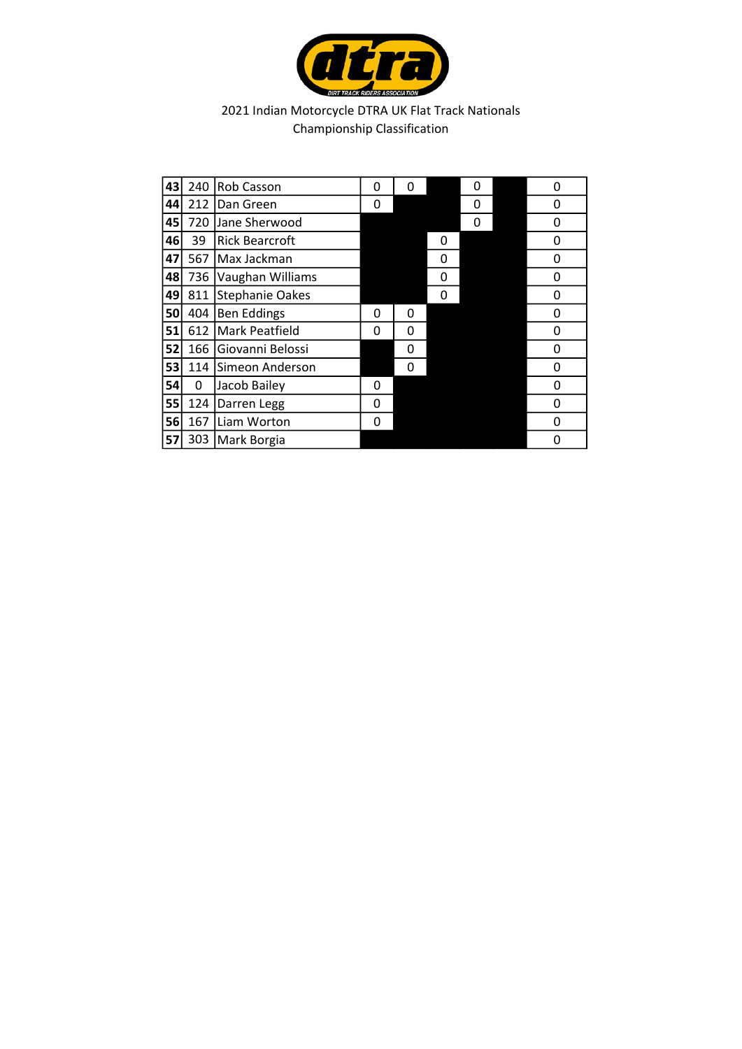2021 Indian Motorcycle DTRA UK Flat Track Nationals
Championship Classification

| | | | | | | | | |
|---|---|---|---|---|---|---|---|---|
| 43 | 240 | Rob Casson | 0 | 0 | | 0 | | 0 |
| 44 | 212 | Dan Green | 0 | | | 0 | | 0 |
| 45 | 720 | Jane Sherwood | | | | 0 | | 0 |
| 46 | 39 | Rick Bearcroft | | | 0 | | | 0 |
| 47 | 567 | Max Jackman | | | 0 | | | 0 |
| 48 | 736 | Vaughan Williams | | | 0 | | | 0 |
| 49 | 811 | Stephanie Oakes | | | 0 | | | 0 |
| 50 | 404 | Ben Eddings | 0 | 0 | | | | 0 |
| 51 | 612 | Mark Peatfield | 0 | 0 | | | | 0 |
| 52 | 166 | Giovanni Belossi | | 0 | | | | 0 |
| 53 | 114 | Simeon Anderson | | 0 | | | | 0 |
| 54 | 0 | Jacob Bailey | 0 | | | | | 0 |
| 55 | 124 | Darren Legg | 0 | | | | | 0 |
| 56 | 167 | Liam Worton | 0 | | | | | 0 |
| 57 | 303 | Mark Borgia | | | | | | 0 |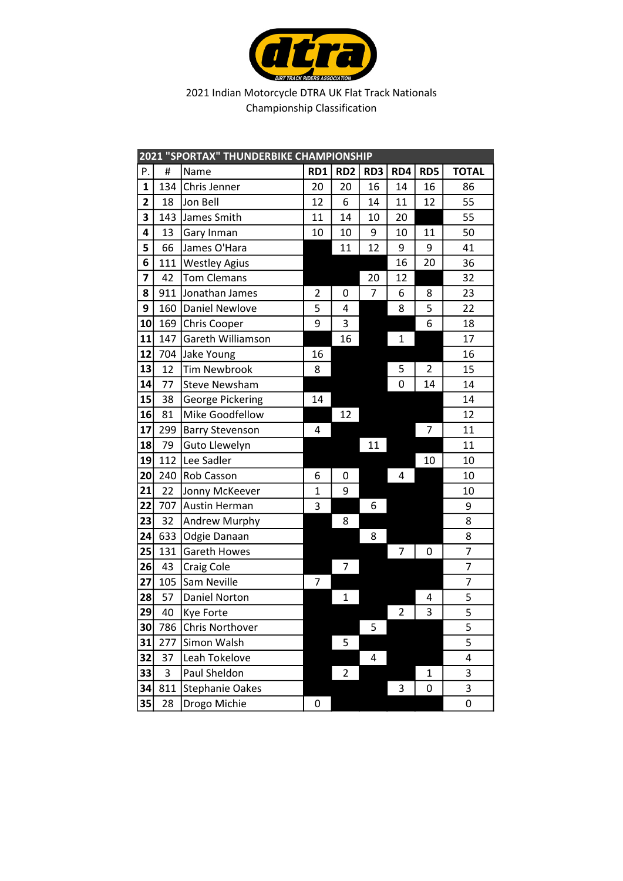2021 Indian Motorcycle DTRA UK Flat Track Nationals
Championship Classification

## 2021 "SPORTAX" THUNDERBIKE CHAMPIONSHIP

| P. | # | Name | RD1 | RD2 | RD3 | RD4 | RD5 | TOTAL |
|---|---|---|---|---|---|---|---|---|
| **1** | 134 | Chris Jenner | 20 | 20 | 16 | 14 | 16 | 86 |
| **2** | 18 | Jon Bell | 12 | 6 | 14 | 11 | 12 | 55 |
| **3** | 143 | James Smith | 11 | 14 | 10 | 20 | | 55 |
| **4** | 13 | Gary Inman | 10 | 10 | 9 | 10 | 11 | 50 |
| **5** | 66 | James O'Hara | | 11 | 12 | 9 | 9 | 41 |
| **6** | 111 | Westley Agius | | | | 16 | 20 | 36 |
| **7** | 42 | Tom Clemans | | | 20 | 12 | | 32 |
| **8** | 911 | Jonathan James | 2 | 0 | 7 | 6 | 8 | 23 |
| **9** | 160 | Daniel Newlove | 5 | 4 | | 8 | 5 | 22 |
| **10** | 169 | Chris Cooper | 9 | 3 | | | 6 | 18 |
| **11** | 147 | Gareth Williamson | | 16 | | 1 | | 17 |
| **12** | 704 | Jake Young | 16 | | | | | 16 |
| **13** | 12 | Tim Newbrook | 8 | | | 5 | 2 | 15 |
| **14** | 77 | Steve Newsham | | | | 0 | 14 | 14 |
| **15** | 38 | George Pickering | 14 | | | | | 14 |
| **16** | 81 | Mike Goodfellow | | 12 | | | | 12 |
| **17** | 299 | Barry Stevenson | 4 | | | | 7 | 11 |
| **18** | 79 | Guto Llewelyn | | | 11 | | | 11 |
| **19** | 112 | Lee Sadler | | | | | 10 | 10 |
| **20** | 240 | Rob Casson | 6 | 0 | | 4 | | 10 |
| **21** | 22 | Jonny McKeever | 1 | 9 | | | | 10 |
| **22** | 707 | Austin Herman | 3 | | 6 | | | 9 |
| **23** | 32 | Andrew Murphy | | 8 | | | | 8 |
| **24** | 633 | Odgie Danaan | | | 8 | | | 8 |
| **25** | 131 | Gareth Howes | | | | 7 | 0 | 7 |
| **26** | 43 | Craig Cole | | 7 | | | | 7 |
| **27** | 105 | Sam Neville | 7 | | | | | 7 |
| **28** | 57 | Daniel Norton | | 1 | | | 4 | 5 |
| **29** | 40 | Kye Forte | | | | 2 | 3 | 5 |
| **30** | 786 | Chris Northover | | | 5 | | | 5 |
| **31** | 277 | Simon Walsh | | 5 | | | | 5 |
| **32** | 37 | Leah Tokelove | | | 4 | | | 4 |
| **33** | 3 | Paul Sheldon | | 2 | | | 1 | 3 |
| **34** | 811 | Stephanie Oakes | | | | 3 | 0 | 3 |
| **35** | 28 | Drogo Michie | 0 | | | | | 0 |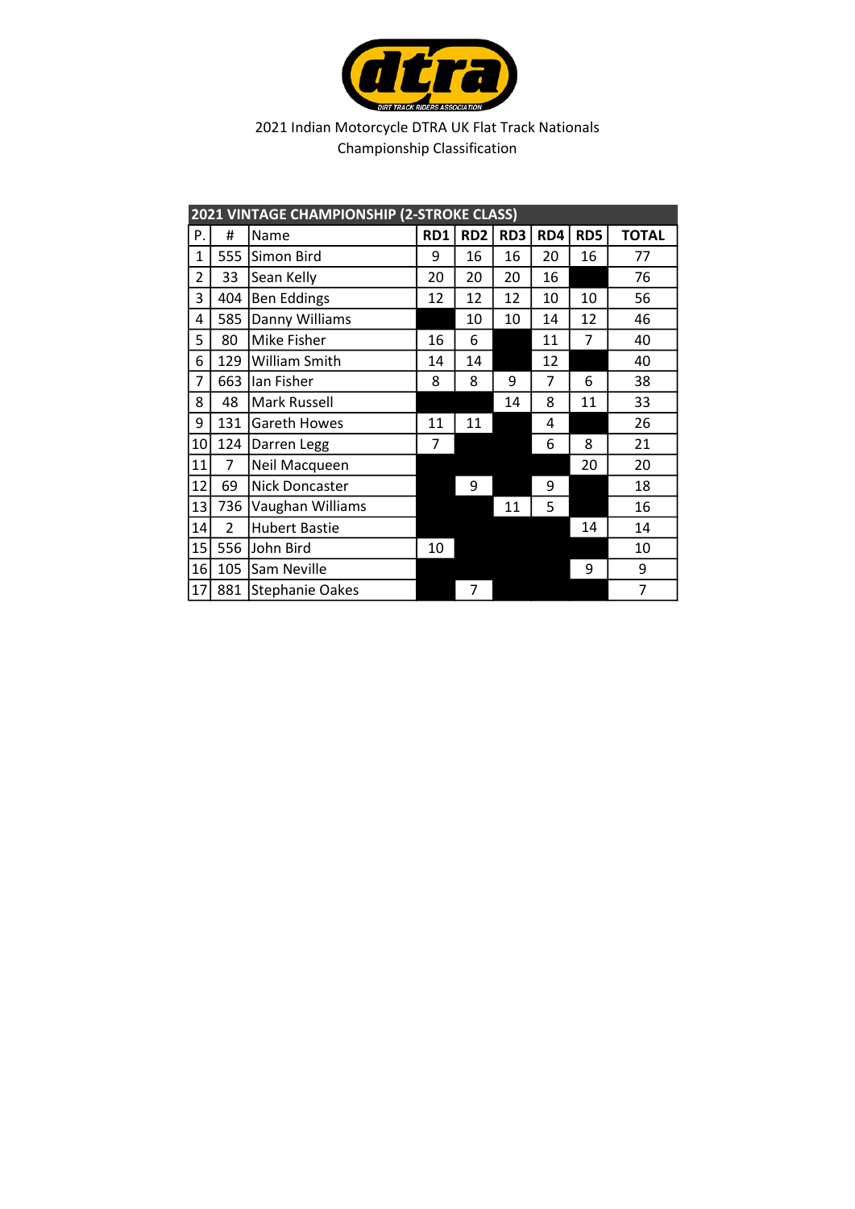2021 Indian Motorcycle DTRA UK Flat Track Nationals
Championship Classification

| 2021 VINTAGE CHAMPIONSHIP (2-STROKE CLASS) | | | | | | | | |
|---|---|---|---|---|---|---|---|---|
| P. | # | Name | RD1 | RD2 | RD3 | RD4 | RD5 | TOTAL |
| 1 | 555 | Simon Bird | 9 | 16 | 16 | 20 | 16 | 77 |
| 2 | 33 | Sean Kelly | 20 | 20 | 20 | 16 | | 76 |
| 3 | 404 | Ben Eddings | 12 | 12 | 12 | 10 | 10 | 56 |
| 4 | 585 | Danny Williams | | 10 | 10 | 14 | 12 | 46 |
| 5 | 80 | Mike Fisher | 16 | 6 | | 11 | 7 | 40 |
| 6 | 129 | William Smith | 14 | 14 | | 12 | | 40 |
| 7 | 663 | Ian Fisher | 8 | 8 | 9 | 7 | 6 | 38 |
| 8 | 48 | Mark Russell | | | 14 | 8 | 11 | 33 |
| 9 | 131 | Gareth Howes | 11 | 11 | | 4 | | 26 |
| 10 | 124 | Darren Legg | 7 | | | 6 | 8 | 21 |
| 11 | 7 | Neil Macqueen | | | | | 20 | 20 |
| 12 | 69 | Nick Doncaster | | 9 | | 9 | | 18 |
| 13 | 736 | Vaughan Williams | | | 11 | 5 | | 16 |
| 14 | 2 | Hubert Bastie | | | | | 14 | 14 |
| 15 | 556 | John Bird | 10 | | | | | 10 |
| 16 | 105 | Sam Neville | | | | | 9 | 9 |
| 17 | 881 | Stephanie Oakes | | 7 | | | | 7 |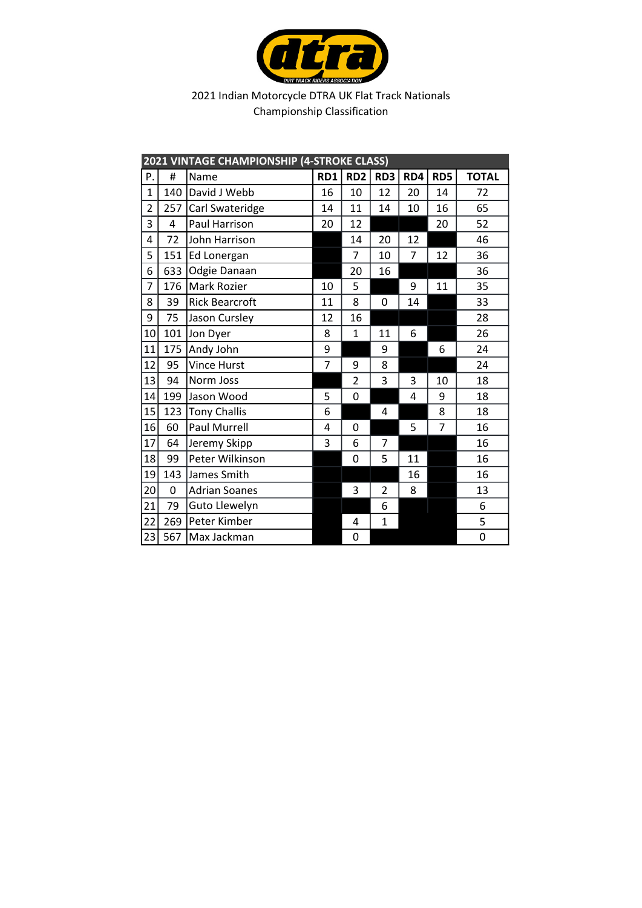2021 Indian Motorcycle DTRA UK Flat Track Nationals
Championship Classification

| 2021 VINTAGE CHAMPIONSHIP (4-STROKE CLASS) | | | | | | | | |
|---|---|---|---|---|---|---|---|---|
| P. | # | Name | RD1 | RD2 | RD3 | RD4 | RD5 | TOTAL |
| 1 | 140 | David J Webb | 16 | 10 | 12 | 20 | 14 | 72 |
| 2 | 257 | Carl Swateridge | 14 | 11 | 14 | 10 | 16 | 65 |
| 3 | 4 | Paul Harrison | 20 | 12 | | | 20 | 52 |
| 4 | 72 | John Harrison | | 14 | 20 | 12 | | 46 |
| 5 | 151 | Ed Lonergan | | 7 | 10 | 7 | 12 | 36 |
| 6 | 633 | Odgie Danaan | | 20 | 16 | | | 36 |
| 7 | 176 | Mark Rozier | 10 | 5 | | 9 | 11 | 35 |
| 8 | 39 | Rick Bearcroft | 11 | 8 | 0 | 14 | | 33 |
| 9 | 75 | Jason Cursley | 12 | 16 | | | | 28 |
| 10 | 101 | Jon Dyer | 8 | 1 | 11 | 6 | | 26 |
| 11 | 175 | Andy John | 9 | | 9 | | 6 | 24 |
| 12 | 95 | Vince Hurst | 7 | 9 | 8 | | | 24 |
| 13 | 94 | Norm Joss | | 2 | 3 | 3 | 10 | 18 |
| 14 | 199 | Jason Wood | 5 | 0 | | 4 | 9 | 18 |
| 15 | 123 | Tony Challis | 6 | | 4 | | 8 | 18 |
| 16 | 60 | Paul Murrell | 4 | 0 | | 5 | 7 | 16 |
| 17 | 64 | Jeremy Skipp | 3 | 6 | 7 | | | 16 |
| 18 | 99 | Peter Wilkinson | | 0 | 5 | 11 | | 16 |
| 19 | 143 | James Smith | | | | 16 | | 16 |
| 20 | 0 | Adrian Soanes | | 3 | 2 | 8 | | 13 |
| 21 | 79 | Guto Llewelyn | | | 6 | | | 6 |
| 22 | 269 | Peter Kimber | | 4 | 1 | | | 5 |
| 23 | 567 | Max Jackman | | 0 | | | | 0 |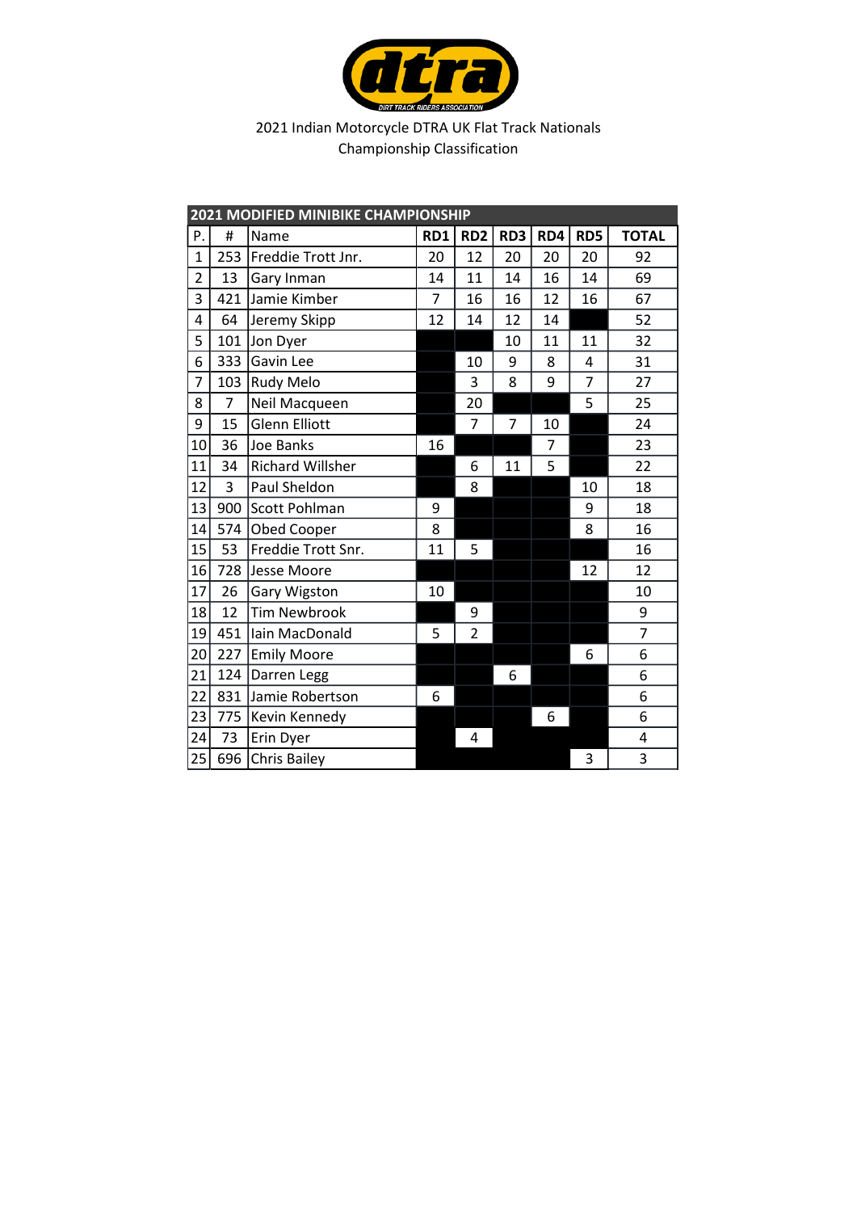2021 Indian Motorcycle DTRA UK Flat Track Nationals
Championship Classification

| 2021 MODIFIED MINIBIKE CHAMPIONSHIP | | | | | | | | |
|---|---|---|---|---|---|---|---|---|
| P. | # | Name | RD1 | RD2 | RD3 | RD4 | RD5 | TOTAL |
| 1 | 253 | Freddie Trott Jnr. | 20 | 12 | 20 | 20 | 20 | 92 |
| 2 | 13 | Gary Inman | 14 | 11 | 14 | 16 | 14 | 69 |
| 3 | 421 | Jamie Kimber | 7 | 16 | 16 | 12 | 16 | 67 |
| 4 | 64 | Jeremy Skipp | 12 | 14 | 12 | 14 | | 52 |
| 5 | 101 | Jon Dyer | | | 10 | 11 | 11 | 32 |
| 6 | 333 | Gavin Lee | | 10 | 9 | 8 | 4 | 31 |
| 7 | 103 | Rudy Melo | | 3 | 8 | 9 | 7 | 27 |
| 8 | 7 | Neil Macqueen | | 20 | | | 5 | 25 |
| 9 | 15 | Glenn Elliott | | 7 | 7 | 10 | | 24 |
| 10 | 36 | Joe Banks | 16 | | | 7 | | 23 |
| 11 | 34 | Richard Willsher | | 6 | 11 | 5 | | 22 |
| 12 | 3 | Paul Sheldon | | 8 | | | 10 | 18 |
| 13 | 900 | Scott Pohlman | 9 | | | | 9 | 18 |
| 14 | 574 | Obed Cooper | 8 | | | | 8 | 16 |
| 15 | 53 | Freddie Trott Snr. | 11 | 5 | | | | 16 |
| 16 | 728 | Jesse Moore | | | | | 12 | 12 |
| 17 | 26 | Gary Wigston | 10 | | | | | 10 |
| 18 | 12 | Tim Newbrook | | 9 | | | | 9 |
| 19 | 451 | Iain MacDonald | 5 | 2 | | | | 7 |
| 20 | 227 | Emily Moore | | | | | 6 | 6 |
| 21 | 124 | Darren Legg | | | 6 | | | 6 |
| 22 | 831 | Jamie Robertson | 6 | | | | | 6 |
| 23 | 775 | Kevin Kennedy | | | | 6 | | 6 |
| 24 | 73 | Erin Dyer | | 4 | | | | 4 |
| 25 | 696 | Chris Bailey | | | | | 3 | 3 |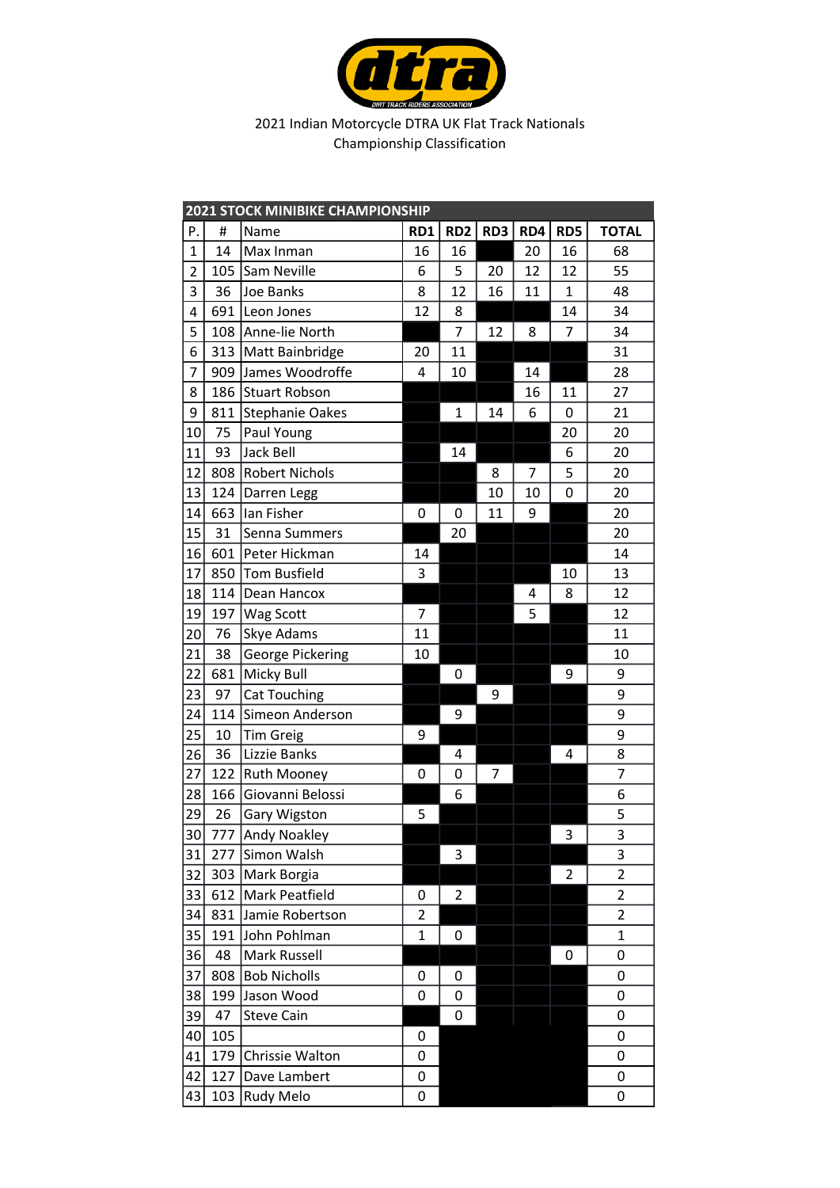2021 Indian Motorcycle DTRA UK Flat Track Nationals
Championship Classification

| 2021 STOCK MINIBIKE CHAMPIONSHIP | | | | | | | | |
|---|---|---|---|---|---|---|---|---|
| P. | # | Name | RD1 | RD2 | RD3 | RD4 | RD5 | TOTAL |
| 1 | 14 | Max Inman | 16 | 16 | | 20 | 16 | 68 |
| 2 | 105 | Sam Neville | 6 | 5 | 20 | 12 | 12 | 55 |
| 3 | 36 | Joe Banks | 8 | 12 | 16 | 11 | 1 | 48 |
| 4 | 691 | Leon Jones | 12 | 8 | | | 14 | 34 |
| 5 | 108 | Anne-lie North | | 7 | 12 | 8 | 7 | 34 |
| 6 | 313 | Matt Bainbridge | 20 | 11 | | | | 31 |
| 7 | 909 | James Woodroffe | 4 | 10 | | 14 | | 28 |
| 8 | 186 | Stuart Robson | | | | 16 | 11 | 27 |
| 9 | 811 | Stephanie Oakes | | 1 | 14 | 6 | 0 | 21 |
| 10 | 75 | Paul Young | | | | | 20 | 20 |
| 11 | 93 | Jack Bell | | 14 | | | 6 | 20 |
| 12 | 808 | Robert Nichols | | | 8 | 7 | 5 | 20 |
| 13 | 124 | Darren Legg | | | 10 | 10 | 0 | 20 |
| 14 | 663 | Ian Fisher | 0 | 0 | 11 | 9 | | 20 |
| 15 | 31 | Senna Summers | | 20 | | | | 20 |
| 16 | 601 | Peter Hickman | 14 | | | | | 14 |
| 17 | 850 | Tom Busfield | 3 | | | | 10 | 13 |
| 18 | 114 | Dean Hancox | | | | 4 | 8 | 12 |
| 19 | 197 | Wag Scott | 7 | | | 5 | | 12 |
| 20 | 76 | Skye Adams | 11 | | | | | 11 |
| 21 | 38 | George Pickering | 10 | | | | | 10 |
| 22 | 681 | Micky Bull | | 0 | | | 9 | 9 |
| 23 | 97 | Cat Touching | | | 9 | | | 9 |
| 24 | 114 | Simeon Anderson | | 9 | | | | 9 |
| 25 | 10 | Tim Greig | 9 | | | | | 9 |
| 26 | 36 | Lizzie Banks | | 4 | | | 4 | 8 |
| 27 | 122 | Ruth Mooney | 0 | 0 | 7 | | | 7 |
| 28 | 166 | Giovanni Belossi | | 6 | | | | 6 |
| 29 | 26 | Gary Wigston | 5 | | | | | 5 |
| 30 | 777 | Andy Noakley | | | | | 3 | 3 |
| 31 | 277 | Simon Walsh | | 3 | | | | 3 |
| 32 | 303 | Mark Borgia | | | | | 2 | 2 |
| 33 | 612 | Mark Peatfield | 0 | 2 | | | | 2 |
| 34 | 831 | Jamie Robertson | 2 | | | | | 2 |
| 35 | 191 | John Pohlman | 1 | 0 | | | | 1 |
| 36 | 48 | Mark Russell | | | | | 0 | 0 |
| 37 | 808 | Bob Nicholls | 0 | 0 | | | | 0 |
| 38 | 199 | Jason Wood | 0 | 0 | | | | 0 |
| 39 | 47 | Steve Cain | | 0 | | | | 0 |
| 40 | 105 | | 0 | | | | | 0 |
| 41 | 179 | Chrissie Walton | 0 | | | | | 0 |
| 42 | 127 | Dave Lambert | 0 | | | | | 0 |
| 43 | 103 | Rudy Melo | 0 | | | | | 0 |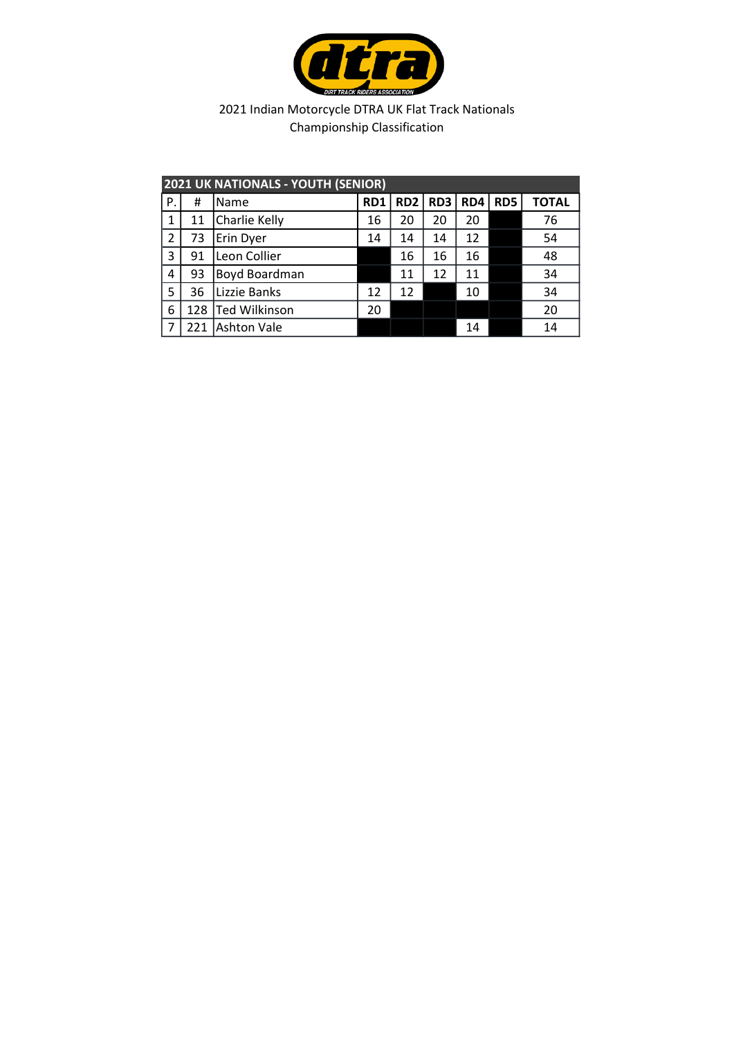2021 Indian Motorcycle DTRA UK Flat Track Nationals
Championship Classification

| 2021 UK NATIONALS - YOUTH (SENIOR) | | | | | | | | |
|---|---|---|---|---|---|---|---|---|
| P. | # | Name | RD1 | RD2 | RD3 | RD4 | RD5 | TOTAL |
| 1 | 11 | Charlie Kelly | 16 | 20 | 20 | 20 | | 76 |
| 2 | 73 | Erin Dyer | 14 | 14 | 14 | 12 | | 54 |
| 3 | 91 | Leon Collier | | 16 | 16 | 16 | | 48 |
| 4 | 93 | Boyd Boardman | | 11 | 12 | 11 | | 34 |
| 5 | 36 | Lizzie Banks | 12 | 12 | | 10 | | 34 |
| 6 | 128 | Ted Wilkinson | 20 | | | | | 20 |
| 7 | 221 | Ashton Vale | | | | 14 | | 14 |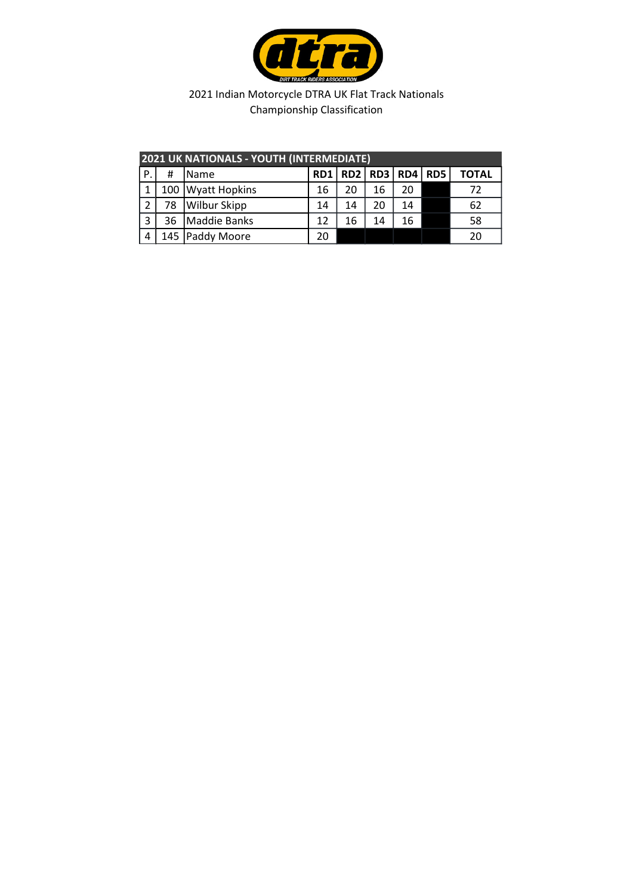2021 Indian Motorcycle DTRA UK Flat Track Nationals
Championship Classification

| 2021 UK NATIONALS - YOUTH (INTERMEDIATE) | | | | | | | | |
|---|---|---|---|---|---|---|---|---|
| P. | # | Name | RD1 | RD2 | RD3 | RD4 | RD5 | TOTAL |
| 1 | 100 | Wyatt Hopkins | 16 | 20 | 16 | 20 | | 72 |
| 2 | 78 | Wilbur Skipp | 14 | 14 | 20 | 14 | | 62 |
| 3 | 36 | Maddie Banks | 12 | 16 | 14 | 16 | | 58 |
| 4 | 145 | Paddy Moore | 20 | | | | | 20 |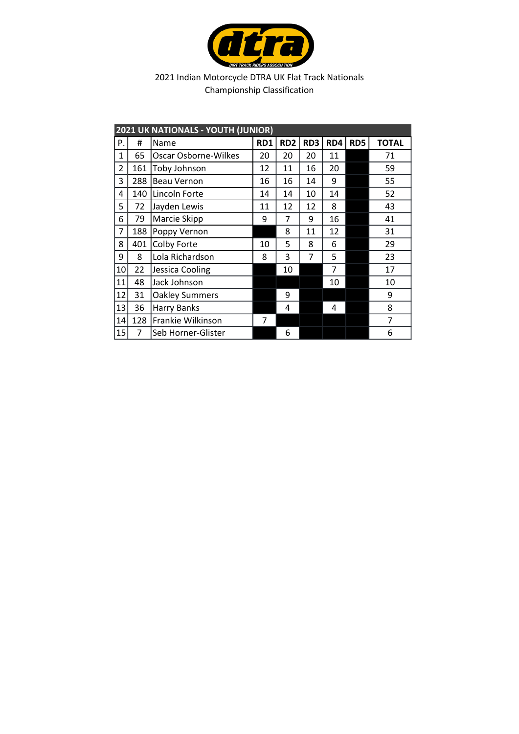2021 Indian Motorcycle DTRA UK Flat Track Nationals
Championship Classification

| 2021 UK NATIONALS - YOUTH (JUNIOR) | | | | | | | | |
|---|---|---|---|---|---|---|---|---|
| P. | # | Name | RD1 | RD2 | RD3 | RD4 | RD5 | TOTAL |
| 1 | 65 | Oscar Osborne-Wilkes | 20 | 20 | 20 | 11 | | 71 |
| 2 | 161 | Toby Johnson | 12 | 11 | 16 | 20 | | 59 |
| 3 | 288 | Beau Vernon | 16 | 16 | 14 | 9 | | 55 |
| 4 | 140 | Lincoln Forte | 14 | 14 | 10 | 14 | | 52 |
| 5 | 72 | Jayden Lewis | 11 | 12 | 12 | 8 | | 43 |
| 6 | 79 | Marcie Skipp | 9 | 7 | 9 | 16 | | 41 |
| 7 | 188 | Poppy Vernon | | 8 | 11 | 12 | | 31 |
| 8 | 401 | Colby Forte | 10 | 5 | 8 | 6 | | 29 |
| 9 | 8 | Lola Richardson | 8 | 3 | 7 | 5 | | 23 |
| 10 | 22 | Jessica Cooling | | 10 | | 7 | | 17 |
| 11 | 48 | Jack Johnson | | | | 10 | | 10 |
| 12 | 31 | Oakley Summers | | 9 | | | | 9 |
| 13 | 36 | Harry Banks | | 4 | | 4 | | 8 |
| 14 | 128 | Frankie Wilkinson | 7 | | | | | 7 |
| 15 | 7 | Seb Horner-Glister | | 6 | | | | 6 |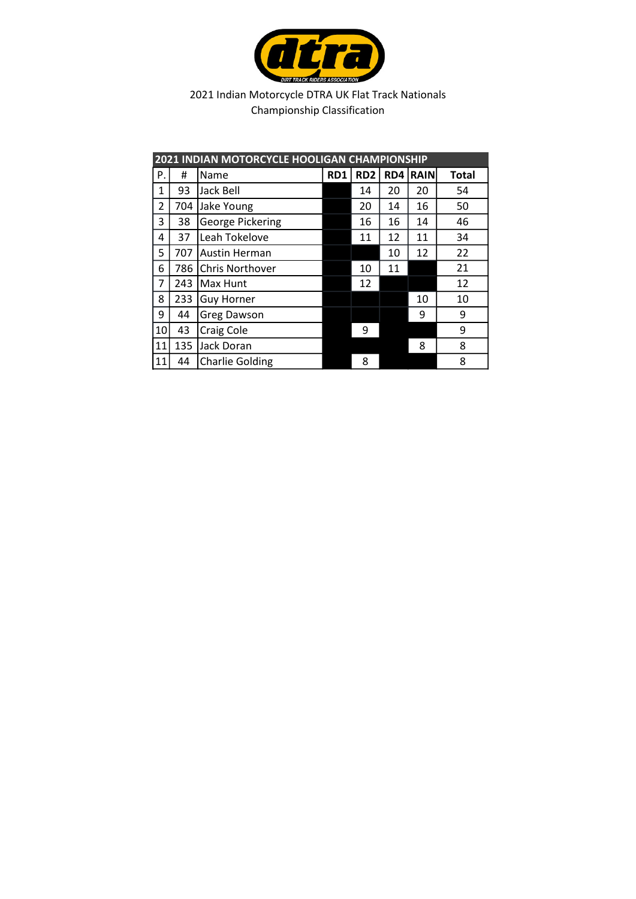2021 Indian Motorcycle DTRA UK Flat Track Nationals
Championship Classification

| 2021 INDIAN MOTORCYCLE HOOLIGAN CHAMPIONSHIP | | | | | | | |
|---|---|---|---|---|---|---|---|
| P. | # | Name | RD1 | RD2 | RD4 | RAIN | Total |
| 1 | 93 | Jack Bell | | 14 | 20 | 20 | 54 |
| 2 | 704 | Jake Young | | 20 | 14 | 16 | 50 |
| 3 | 38 | George Pickering | | 16 | 16 | 14 | 46 |
| 4 | 37 | Leah Tokelove | | 11 | 12 | 11 | 34 |
| 5 | 707 | Austin Herman | | | 10 | 12 | 22 |
| 6 | 786 | Chris Northover | | 10 | 11 | | 21 |
| 7 | 243 | Max Hunt | | 12 | | | 12 |
| 8 | 233 | Guy Horner | | | | 10 | 10 |
| 9 | 44 | Greg Dawson | | | | 9 | 9 |
| 10 | 43 | Craig Cole | | 9 | | | 9 |
| 11 | 135 | Jack Doran | | | | 8 | 8 |
| 11 | 44 | Charlie Golding | | 8 | | | 8 |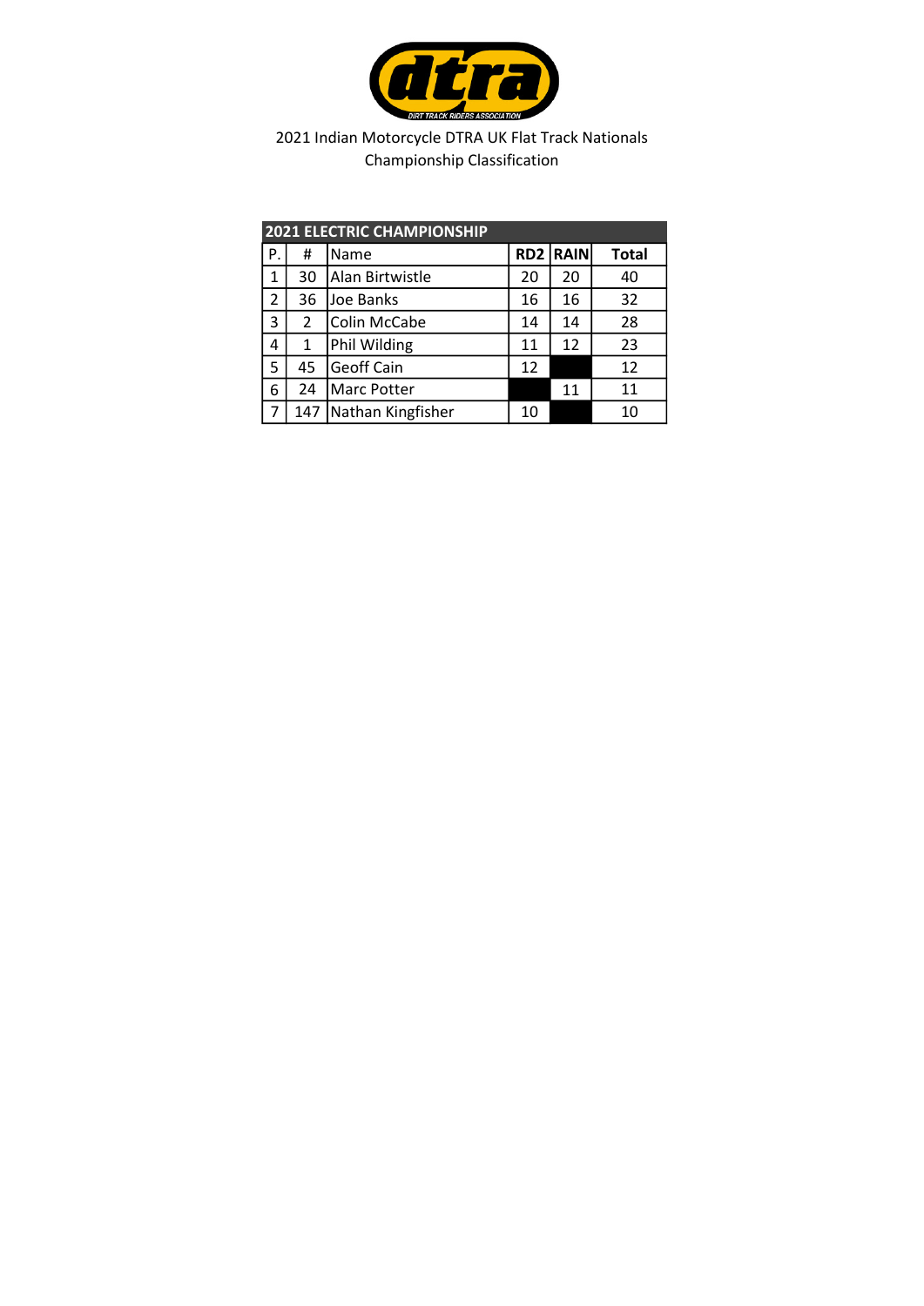2021 Indian Motorcycle DTRA UK Flat Track Nationals
Championship Classification

| 2021 ELECTRIC CHAMPIONSHIP | | | | | |
|---|---|---|---|---|---|
| P. | # | Name | RD2 | RAIN | Total |
| 1 | 30 | Alan Birtwistle | 20 | 20 | 40 |
| 2 | 36 | Joe Banks | 16 | 16 | 32 |
| 3 | 2 | Colin McCabe | 14 | 14 | 28 |
| 4 | 1 | Phil Wilding | 11 | 12 | 23 |
| 5 | 45 | Geoff Cain | 12 | | 12 |
| 6 | 24 | Marc Potter | | 11 | 11 |
| 7 | 147 | Nathan Kingfisher | 10 | | 10 |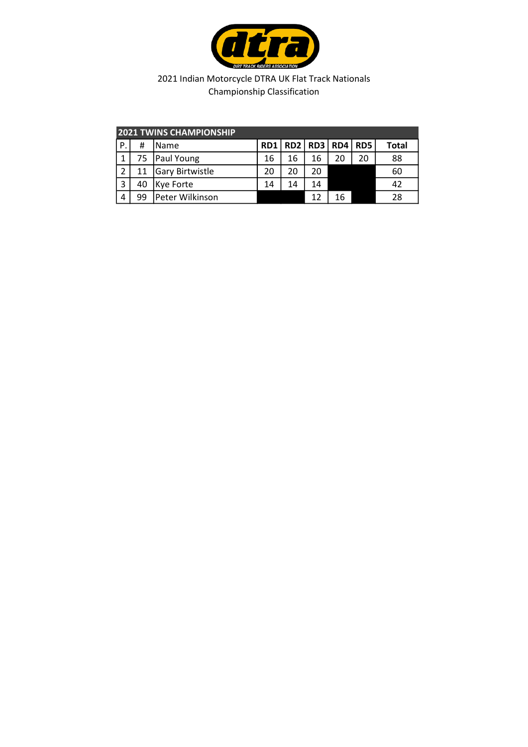2021 Indian Motorcycle DTRA UK Flat Track Nationals
Championship Classification

**2021 TWINS CHAMPIONSHIP**

| P. | # | Name | RD1 | RD2 | RD3 | RD4 | RD5 | Total |
|---|---|---|---|---|---|---|---|---|
| 1 | 75 | Paul Young | 16 | 16 | 16 | 20 | 20 | 88 |
| 2 | 11 | Gary Birtwistle | 20 | 20 | 20 | | | 60 |
| 3 | 40 | Kye Forte | 14 | 14 | 14 | | | 42 |
| 4 | 99 | Peter Wilkinson | | | 12 | 16 | | 28 |